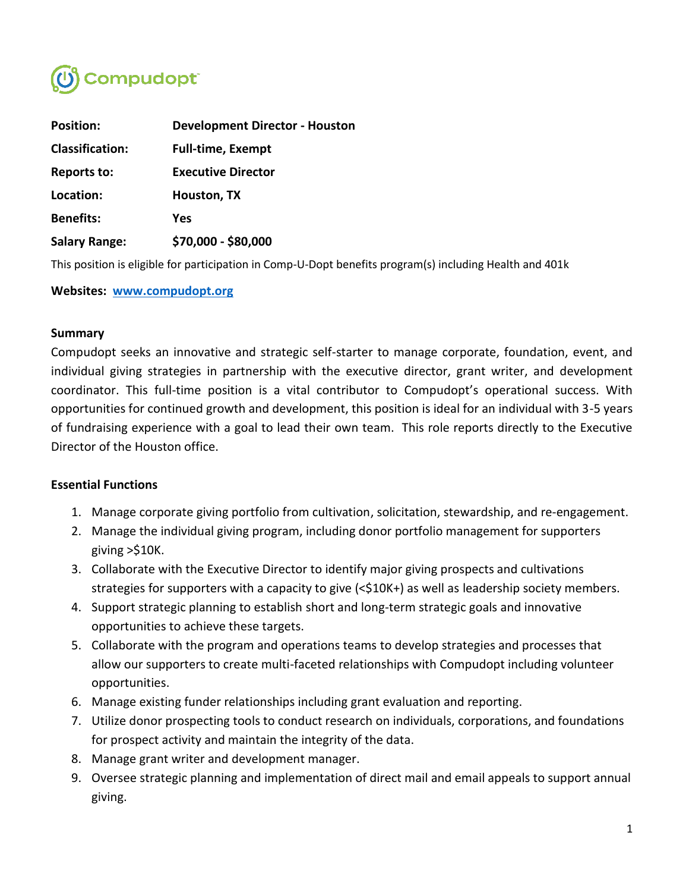Compudopt

| | |
|---|---|
| **Position:** | **Development Director - Houston** |
| **Classification:** | **Full-time, Exempt** |
| **Reports to:** | **Executive Director** |
| **Location:** | **Houston, TX** |
| **Benefits:** | **Yes** |
| **Salary Range:** | **$70,000 - $80,000** |

This position is eligible for participation in Comp-U-Dopt benefits program(s) including Health and 401k

**Websites:** **[www.compudopt.org](www.compudopt.org)**

**Summary**

Compudopt seeks an innovative and strategic self-starter to manage corporate, foundation, event, and individual giving strategies in partnership with the executive director, grant writer, and development coordinator. This full-time position is a vital contributor to Compudopt's operational success. With opportunities for continued growth and development, this position is ideal for an individual with 3-5 years of fundraising experience with a goal to lead their own team. This role reports directly to the Executive Director of the Houston office.

**Essential Functions**

1. Manage corporate giving portfolio from cultivation, solicitation, stewardship, and re-engagement.
2. Manage the individual giving program, including donor portfolio management for supporters giving >$10K.
3. Collaborate with the Executive Director to identify major giving prospects and cultivations strategies for supporters with a capacity to give (<$10K+) as well as leadership society members.
4. Support strategic planning to establish short and long-term strategic goals and innovative opportunities to achieve these targets.
5. Collaborate with the program and operations teams to develop strategies and processes that allow our supporters to create multi-faceted relationships with Compudopt including volunteer opportunities.
6. Manage existing funder relationships including grant evaluation and reporting.
7. Utilize donor prospecting tools to conduct research on individuals, corporations, and foundations for prospect activity and maintain the integrity of the data.
8. Manage grant writer and development manager.
9. Oversee strategic planning and implementation of direct mail and email appeals to support annual giving.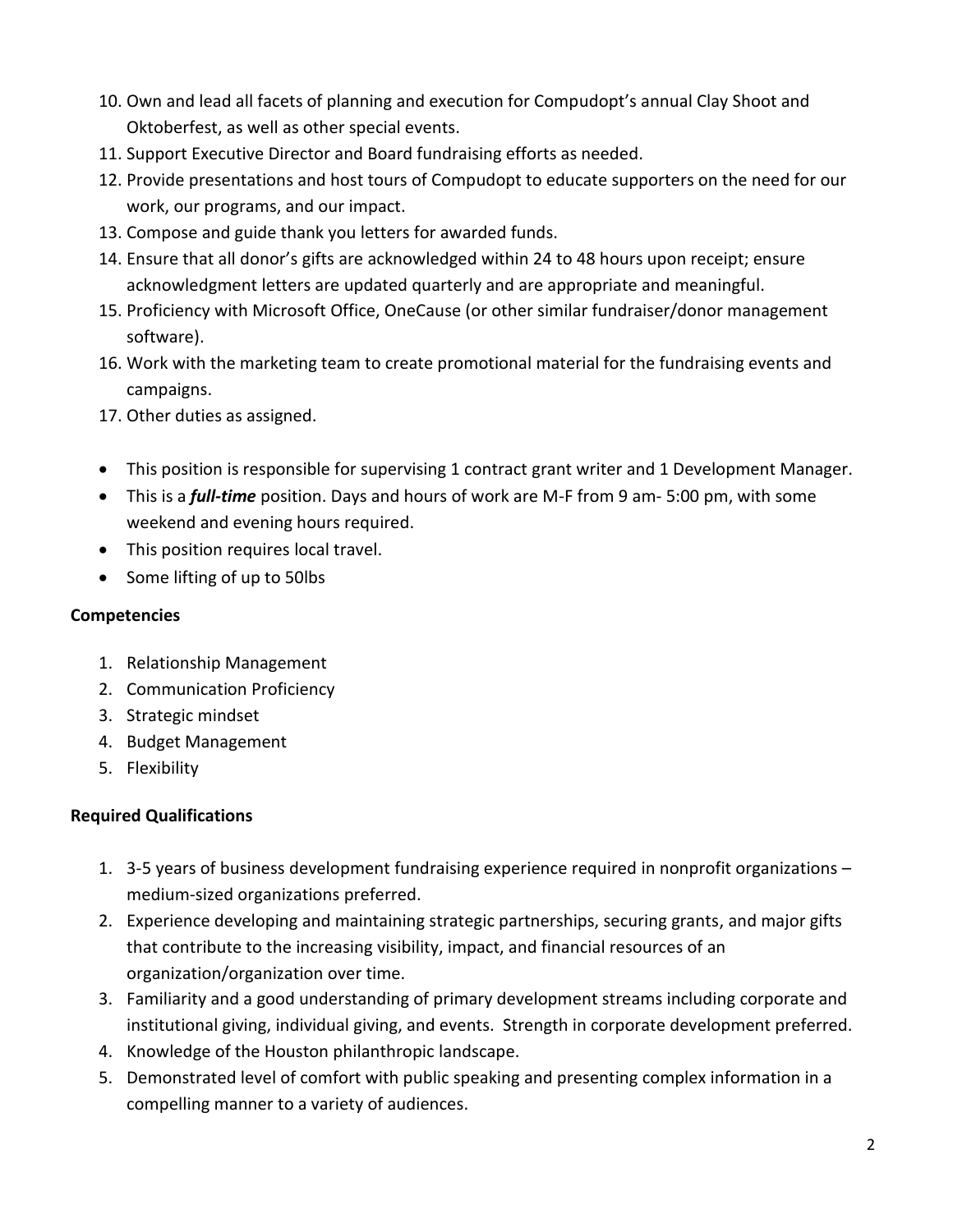10. Own and lead all facets of planning and execution for Compudopt's annual Clay Shoot and Oktoberfest, as well as other special events.
11. Support Executive Director and Board fundraising efforts as needed.
12. Provide presentations and host tours of Compudopt to educate supporters on the need for our work, our programs, and our impact.
13. Compose and guide thank you letters for awarded funds.
14. Ensure that all donor's gifts are acknowledged within 24 to 48 hours upon receipt; ensure acknowledgment letters are updated quarterly and are appropriate and meaningful.
15. Proficiency with Microsoft Office, OneCause (or other similar fundraiser/donor management software).
16. Work with the marketing team to create promotional material for the fundraising events and campaigns.
17. Other duties as assigned.

- This position is responsible for supervising 1 contract grant writer and 1 Development Manager.
- This is a ***full-time*** position. Days and hours of work are M-F from 9 am- 5:00 pm, with some weekend and evening hours required.
- This position requires local travel.
- Some lifting of up to 50lbs

**Competencies**

1. Relationship Management
2. Communication Proficiency
3. Strategic mindset
4. Budget Management
5. Flexibility

**Required Qualifications**

1. 3-5 years of business development fundraising experience required in nonprofit organizations – medium-sized organizations preferred.
2. Experience developing and maintaining strategic partnerships, securing grants, and major gifts that contribute to the increasing visibility, impact, and financial resources of an organization/organization over time.
3. Familiarity and a good understanding of primary development streams including corporate and institutional giving, individual giving, and events. Strength in corporate development preferred.
4. Knowledge of the Houston philanthropic landscape.
5. Demonstrated level of comfort with public speaking and presenting complex information in a compelling manner to a variety of audiences.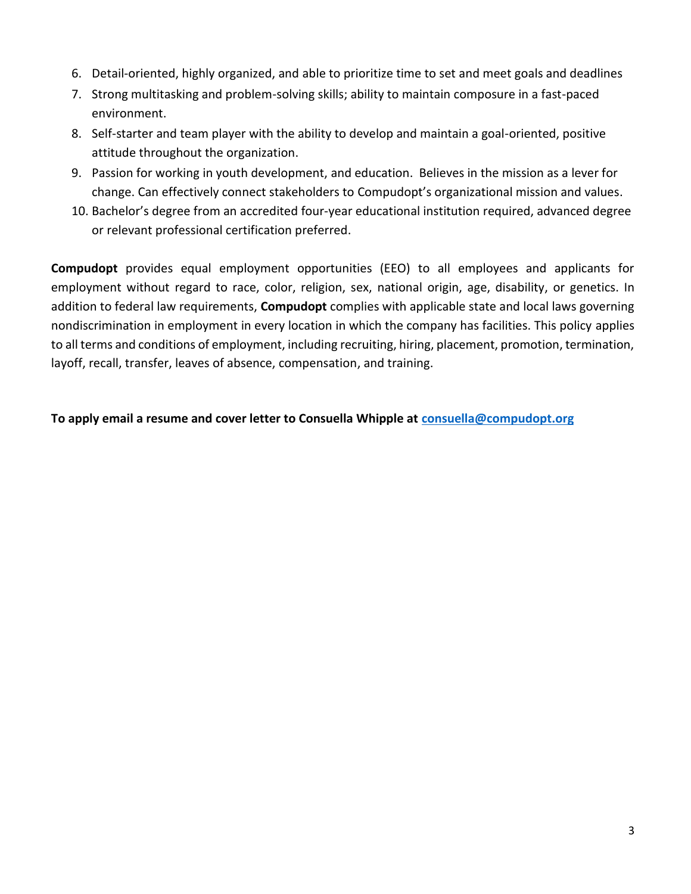6. Detail-oriented, highly organized, and able to prioritize time to set and meet goals and deadlines
7. Strong multitasking and problem-solving skills; ability to maintain composure in a fast-paced environment.
8. Self-starter and team player with the ability to develop and maintain a goal-oriented, positive attitude throughout the organization.
9. Passion for working in youth development, and education. Believes in the mission as a lever for change. Can effectively connect stakeholders to Compudopt's organizational mission and values.
10. Bachelor's degree from an accredited four-year educational institution required, advanced degree or relevant professional certification preferred.

**Compudopt** provides equal employment opportunities (EEO) to all employees and applicants for employment without regard to race, color, religion, sex, national origin, age, disability, or genetics. In addition to federal law requirements, **Compudopt** complies with applicable state and local laws governing nondiscrimination in employment in every location in which the company has facilities. This policy applies to all terms and conditions of employment, including recruiting, hiring, placement, promotion, termination, layoff, recall, transfer, leaves of absence, compensation, and training.

**To apply email a resume and cover letter to Consuella Whipple at [consuella@compudopt.org](mailto:consuella@compudopt.org)**